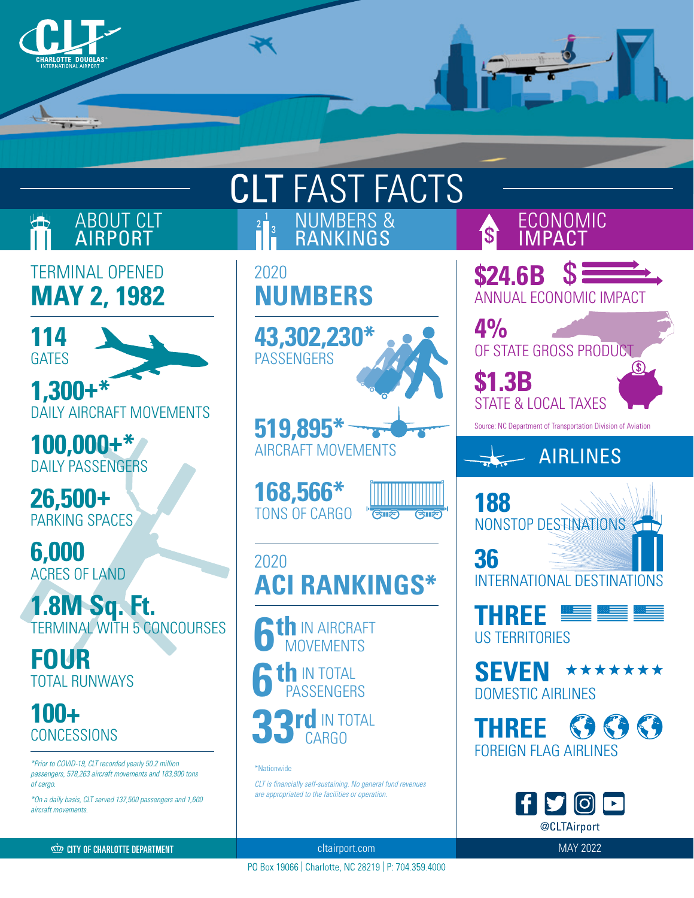# CLT FAST FACTS

## ABOUT CLT AIRPORT

TERMINAL OPENED
**MAY 2, 1982**

**114**
GATES

**1,300+***
DAILY AIRCRAFT MOVEMENTS

**100,000+***
DAILY PASSENGERS

**26,500+**
PARKING SPACES

**6,000**
ACRES OF LAND

**1.8M Sq. Ft.**
TERMINAL WITH 5 CONCOURSES

**FOUR**
TOTAL RUNWAYS

**100+**
CONCESSIONS

*\*Prior to COVID-19, CLT recorded yearly 50.2 million passengers, 578,263 aircraft movements and 183,900 tons of cargo.*

*\*On a daily basis, CLT served 137,500 passengers and 1,600 aircraft movements.*

## NUMBERS & RANKINGS

### 2020 NUMBERS

**43,302,230***
PASSENGERS

**519,895***
AIRCRAFT MOVEMENTS

**168,566***
TONS OF CARGO

### 2020 ACI RANKINGS*

**6th** IN AIRCRAFT MOVEMENTS

**6th** IN TOTAL PASSENGERS

**33rd** IN TOTAL CARGO

*Nationwide

*CLT is financially self-sustaining. No general fund revenues are appropriated to the facilities or operation.*

## ECONOMIC IMPACT

**$24.6B**
ANNUAL ECONOMIC IMPACT

**4%**
OF STATE GROSS PRODUCT

**$1.3B**
STATE & LOCAL TAXES

Source: NC Department of Transportation Division of Aviation

## AIRLINES

**188**
NONSTOP DESTINATIONS

**36**
INTERNATIONAL DESTINATIONS

**THREE**
US TERRITORIES

**SEVEN**
DOMESTIC AIRLINES

**THREE**
FOREIGN FLAG AIRLINES

@CLTAirport

CITY OF CHARLOTTE DEPARTMENT | cltairport.com | MAY 2022

PO Box 19066 | Charlotte, NC 28219 | P: 704.359.4000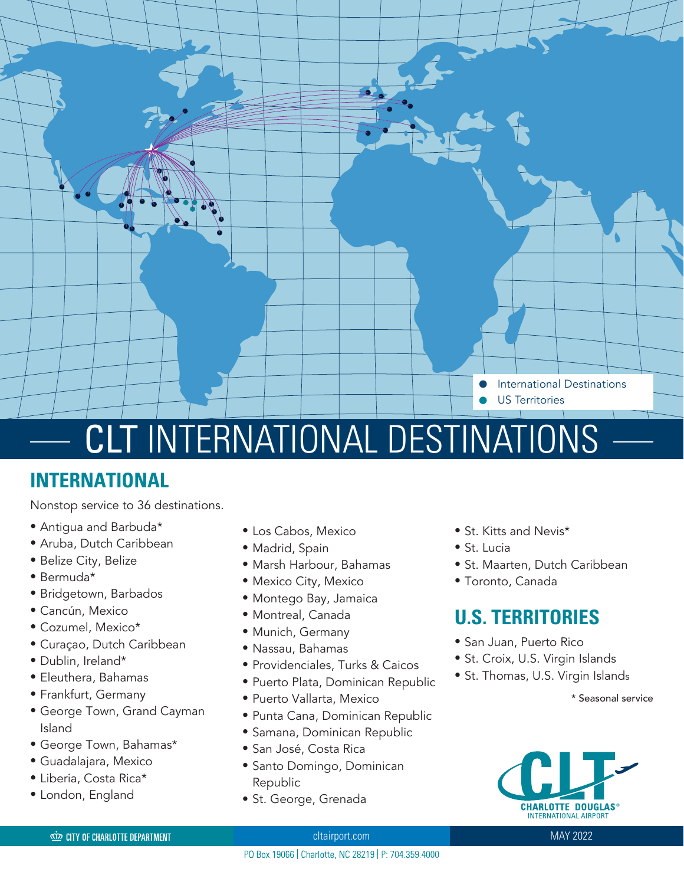International Destinations
US Territories

# CLT INTERNATIONAL DESTINATIONS

## INTERNATIONAL

Nonstop service to 36 destinations.

- Antigua and Barbuda*
- Aruba, Dutch Caribbean
- Belize City, Belize
- Bermuda*
- Bridgetown, Barbados
- Cancún, Mexico
- Cozumel, Mexico*
- Curaçao, Dutch Caribbean
- Dublin, Ireland*
- Eleuthera, Bahamas
- Frankfurt, Germany
- George Town, Grand Cayman Island
- George Town, Bahamas*
- Guadalajara, Mexico
- Liberia, Costa Rica*
- London, England
- Los Cabos, Mexico
- Madrid, Spain
- Marsh Harbour, Bahamas
- Mexico City, Mexico
- Montego Bay, Jamaica
- Montreal, Canada
- Munich, Germany
- Nassau, Bahamas
- Providenciales, Turks & Caicos
- Puerto Plata, Dominican Republic
- Puerto Vallarta, Mexico
- Punta Cana, Dominican Republic
- Samana, Dominican Republic
- San José, Costa Rica
- Santo Domingo, Dominican Republic
- St. George, Grenada
- St. Kitts and Nevis*
- St. Lucia
- St. Maarten, Dutch Caribbean
- Toronto, Canada

## U.S. TERRITORIES

- San Juan, Puerto Rico
- St. Croix, U.S. Virgin Islands
- St. Thomas, U.S. Virgin Islands

\* Seasonal service

CLT CHARLOTTE DOUGLAS® INTERNATIONAL AIRPORT

CITY OF CHARLOTTE DEPARTMENT | cltairport.com | MAY 2022

PO Box 19066 | Charlotte, NC 28219 | P: 704.359.4000